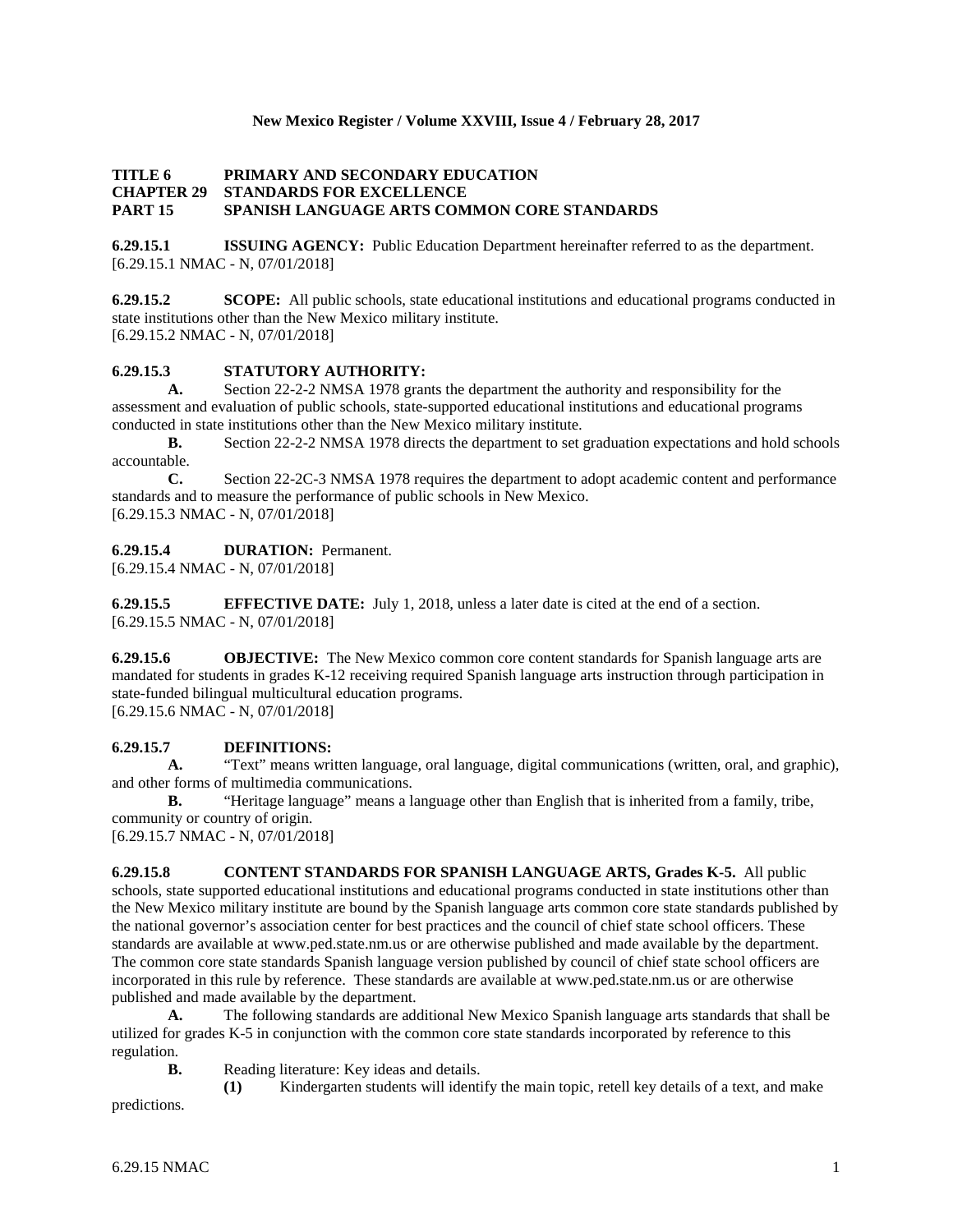**New Mexico Register / Volume XXVIII, Issue 4 / February 28, 2017**

**TITLE 6 PRIMARY AND SECONDARY EDUCATION**
**CHAPTER 29 STANDARDS FOR EXCELLENCE**
**PART 15 SPANISH LANGUAGE ARTS COMMON CORE STANDARDS**

**6.29.15.1 ISSUING AGENCY:** Public Education Department hereinafter referred to as the department.
[6.29.15.1 NMAC - N, 07/01/2018]

**6.29.15.2 SCOPE:** All public schools, state educational institutions and educational programs conducted in state institutions other than the New Mexico military institute.
[6.29.15.2 NMAC - N, 07/01/2018]

**6.29.15.3 STATUTORY AUTHORITY:**

**A.** Section 22-2-2 NMSA 1978 grants the department the authority and responsibility for the assessment and evaluation of public schools, state-supported educational institutions and educational programs conducted in state institutions other than the New Mexico military institute.

**B.** Section 22-2-2 NMSA 1978 directs the department to set graduation expectations and hold schools accountable.

**C.** Section 22-2C-3 NMSA 1978 requires the department to adopt academic content and performance standards and to measure the performance of public schools in New Mexico.
[6.29.15.3 NMAC - N, 07/01/2018]

**6.29.15.4 DURATION:** Permanent.
[6.29.15.4 NMAC - N, 07/01/2018]

**6.29.15.5 EFFECTIVE DATE:** July 1, 2018, unless a later date is cited at the end of a section.
[6.29.15.5 NMAC - N, 07/01/2018]

**6.29.15.6 OBJECTIVE:** The New Mexico common core content standards for Spanish language arts are mandated for students in grades K-12 receiving required Spanish language arts instruction through participation in state-funded bilingual multicultural education programs.
[6.29.15.6 NMAC - N, 07/01/2018]

**6.29.15.7 DEFINITIONS:**

**A.** "Text" means written language, oral language, digital communications (written, oral, and graphic), and other forms of multimedia communications.

**B.** "Heritage language" means a language other than English that is inherited from a family, tribe, community or country of origin.
[6.29.15.7 NMAC - N, 07/01/2018]

**6.29.15.8 CONTENT STANDARDS FOR SPANISH LANGUAGE ARTS, Grades K-5.** All public schools, state supported educational institutions and educational programs conducted in state institutions other than the New Mexico military institute are bound by the Spanish language arts common core state standards published by the national governor's association center for best practices and the council of chief state school officers. These standards are available at www.ped.state.nm.us or are otherwise published and made available by the department. The common core state standards Spanish language version published by council of chief state school officers are incorporated in this rule by reference. These standards are available at www.ped.state.nm.us or are otherwise published and made available by the department.

**A.** The following standards are additional New Mexico Spanish language arts standards that shall be utilized for grades K-5 in conjunction with the common core state standards incorporated by reference to this regulation.

**B.** Reading literature: Key ideas and details.

**(1)** Kindergarten students will identify the main topic, retell key details of a text, and make predictions.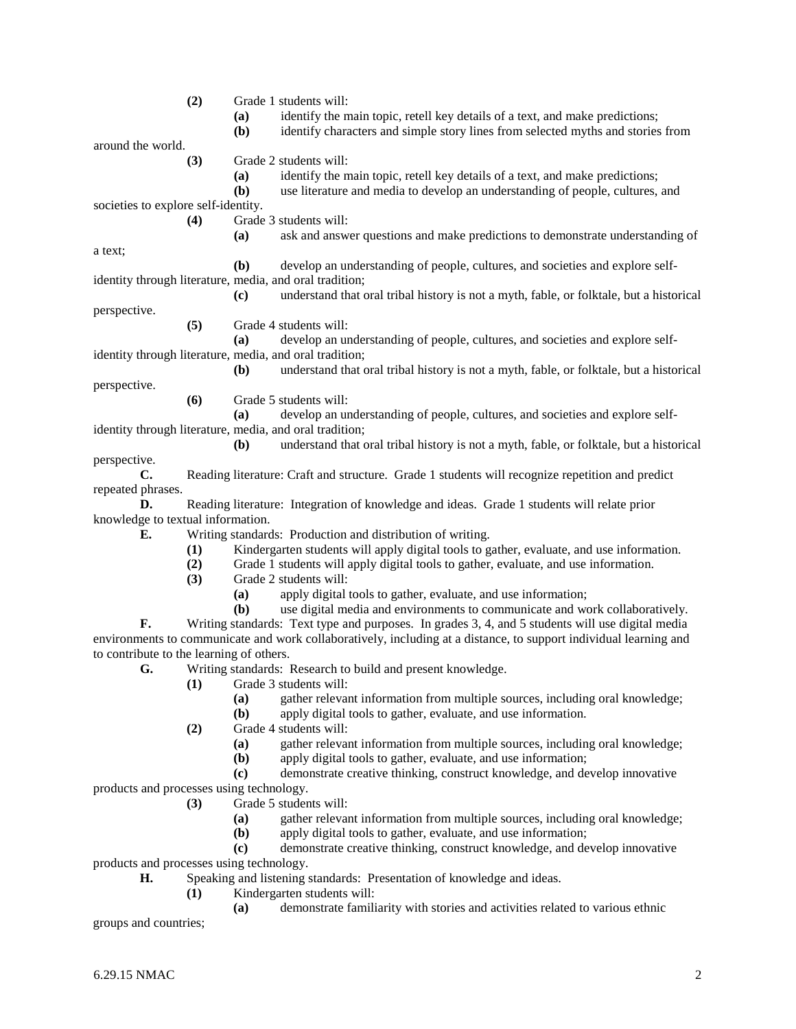**(2)** Grade 1 students will:

**(a)** identify the main topic, retell key details of a text, and make predictions;

**(b)** identify characters and simple story lines from selected myths and stories from around the world.

**(3)** Grade 2 students will:

**(a)** identify the main topic, retell key details of a text, and make predictions;

**(b)** use literature and media to develop an understanding of people, cultures, and societies to explore self-identity.

**(4)** Grade 3 students will:

**(a)** ask and answer questions and make predictions to demonstrate understanding of a text;

**(b)** develop an understanding of people, cultures, and societies and explore self-identity through literature, media, and oral tradition;

**(c)** understand that oral tribal history is not a myth, fable, or folktale, but a historical perspective.

**(5)** Grade 4 students will:

**(a)** develop an understanding of people, cultures, and societies and explore self-identity through literature, media, and oral tradition;

**(b)** understand that oral tribal history is not a myth, fable, or folktale, but a historical perspective.

**(6)** Grade 5 students will:

**(a)** develop an understanding of people, cultures, and societies and explore self-identity through literature, media, and oral tradition;

**(b)** understand that oral tribal history is not a myth, fable, or folktale, but a historical perspective.

**C.** Reading literature: Craft and structure. Grade 1 students will recognize repetition and predict repeated phrases.

**D.** Reading literature: Integration of knowledge and ideas. Grade 1 students will relate prior knowledge to textual information.

**E.** Writing standards: Production and distribution of writing.

**(1)** Kindergarten students will apply digital tools to gather, evaluate, and use information.

**(2)** Grade 1 students will apply digital tools to gather, evaluate, and use information.

**(3)** Grade 2 students will:

**(a)** apply digital tools to gather, evaluate, and use information;

**(b)** use digital media and environments to communicate and work collaboratively.

**F.** Writing standards: Text type and purposes. In grades 3, 4, and 5 students will use digital media environments to communicate and work collaboratively, including at a distance, to support individual learning and to contribute to the learning of others.

**G.** Writing standards: Research to build and present knowledge.

**(1)** Grade 3 students will:

**(a)** gather relevant information from multiple sources, including oral knowledge;

**(b)** apply digital tools to gather, evaluate, and use information.

**(2)** Grade 4 students will:

**(a)** gather relevant information from multiple sources, including oral knowledge;

**(b)** apply digital tools to gather, evaluate, and use information;

**(c)** demonstrate creative thinking, construct knowledge, and develop innovative products and processes using technology.

**(3)** Grade 5 students will:

**(a)** gather relevant information from multiple sources, including oral knowledge;

**(b)** apply digital tools to gather, evaluate, and use information;

**(c)** demonstrate creative thinking, construct knowledge, and develop innovative products and processes using technology.

**H.** Speaking and listening standards: Presentation of knowledge and ideas.

**(1)** Kindergarten students will:

**(a)** demonstrate familiarity with stories and activities related to various ethnic groups and countries;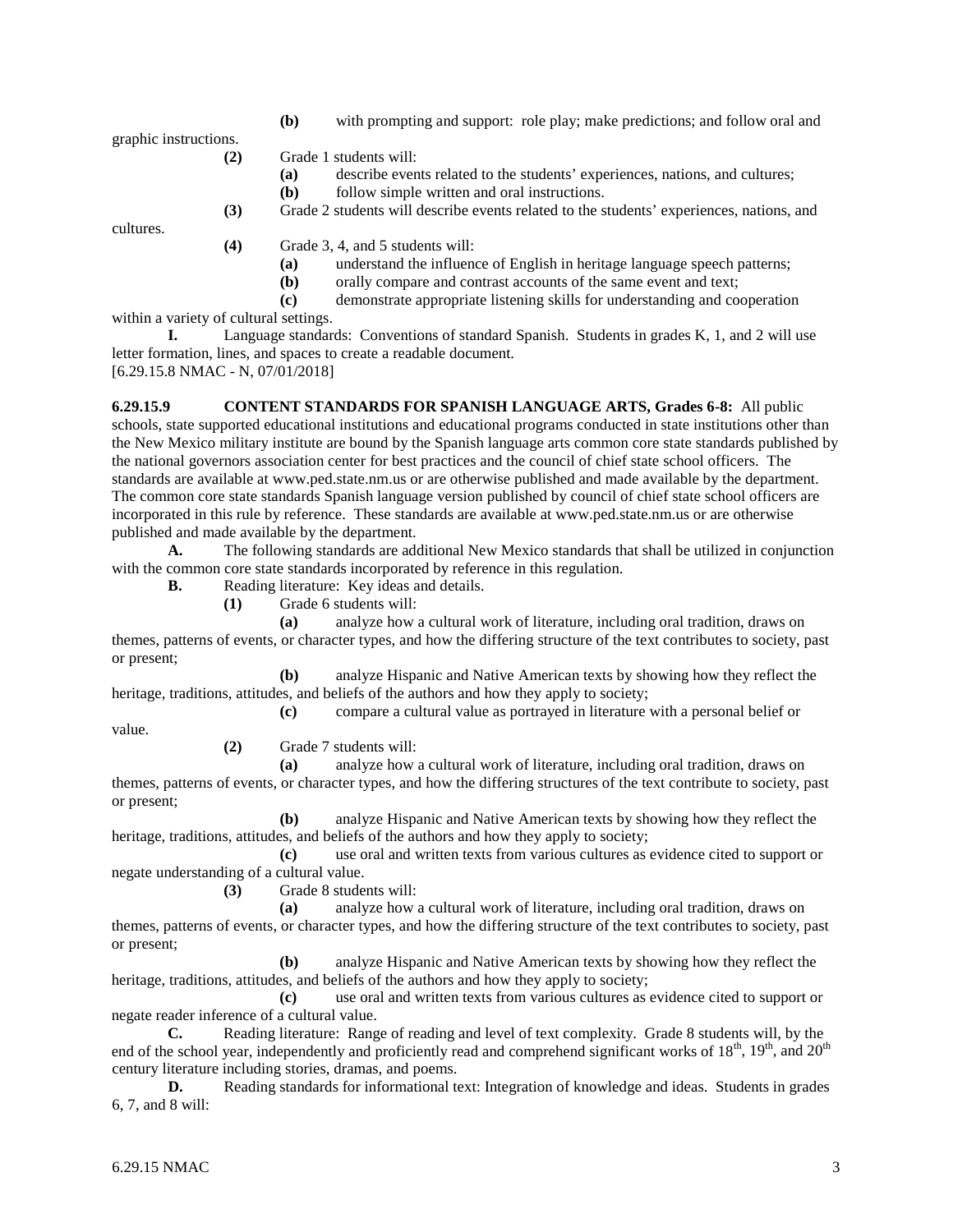**(b)** with prompting and support: role play; make predictions; and follow oral and graphic instructions.

**(2)** Grade 1 students will:

**(a)** describe events related to the students' experiences, nations, and cultures;

**(b)** follow simple written and oral instructions.

**(3)** Grade 2 students will describe events related to the students' experiences, nations, and cultures.

**(4)** Grade 3, 4, and 5 students will:

**(a)** understand the influence of English in heritage language speech patterns;

**(b)** orally compare and contrast accounts of the same event and text;

**(c)** demonstrate appropriate listening skills for understanding and cooperation within a variety of cultural settings.

**I.** Language standards: Conventions of standard Spanish. Students in grades K, 1, and 2 will use letter formation, lines, and spaces to create a readable document.

[6.29.15.8 NMAC - N, 07/01/2018]

**6.29.15.9 CONTENT STANDARDS FOR SPANISH LANGUAGE ARTS, Grades 6-8:** All public schools, state supported educational institutions and educational programs conducted in state institutions other than the New Mexico military institute are bound by the Spanish language arts common core state standards published by the national governors association center for best practices and the council of chief state school officers. The standards are available at www.ped.state.nm.us or are otherwise published and made available by the department. The common core state standards Spanish language version published by council of chief state school officers are incorporated in this rule by reference. These standards are available at www.ped.state.nm.us or are otherwise published and made available by the department.

**A.** The following standards are additional New Mexico standards that shall be utilized in conjunction with the common core state standards incorporated by reference in this regulation.

**B.** Reading literature: Key ideas and details.

**(1)** Grade 6 students will:

**(a)** analyze how a cultural work of literature, including oral tradition, draws on themes, patterns of events, or character types, and how the differing structure of the text contributes to society, past or present;

**(b)** analyze Hispanic and Native American texts by showing how they reflect the heritage, traditions, attitudes, and beliefs of the authors and how they apply to society;

**(c)** compare a cultural value as portrayed in literature with a personal belief or value.

**(2)** Grade 7 students will:

**(a)** analyze how a cultural work of literature, including oral tradition, draws on themes, patterns of events, or character types, and how the differing structures of the text contribute to society, past or present;

**(b)** analyze Hispanic and Native American texts by showing how they reflect the heritage, traditions, attitudes, and beliefs of the authors and how they apply to society;

**(c)** use oral and written texts from various cultures as evidence cited to support or negate understanding of a cultural value.

**(3)** Grade 8 students will:

**(a)** analyze how a cultural work of literature, including oral tradition, draws on themes, patterns of events, or character types, and how the differing structure of the text contributes to society, past or present;

**(b)** analyze Hispanic and Native American texts by showing how they reflect the heritage, traditions, attitudes, and beliefs of the authors and how they apply to society;

**(c)** use oral and written texts from various cultures as evidence cited to support or negate reader inference of a cultural value.

**C.** Reading literature: Range of reading and level of text complexity. Grade 8 students will, by the end of the school year, independently and proficiently read and comprehend significant works of 18th, 19th, and 20th century literature including stories, dramas, and poems.

**D.** Reading standards for informational text: Integration of knowledge and ideas. Students in grades 6, 7, and 8 will: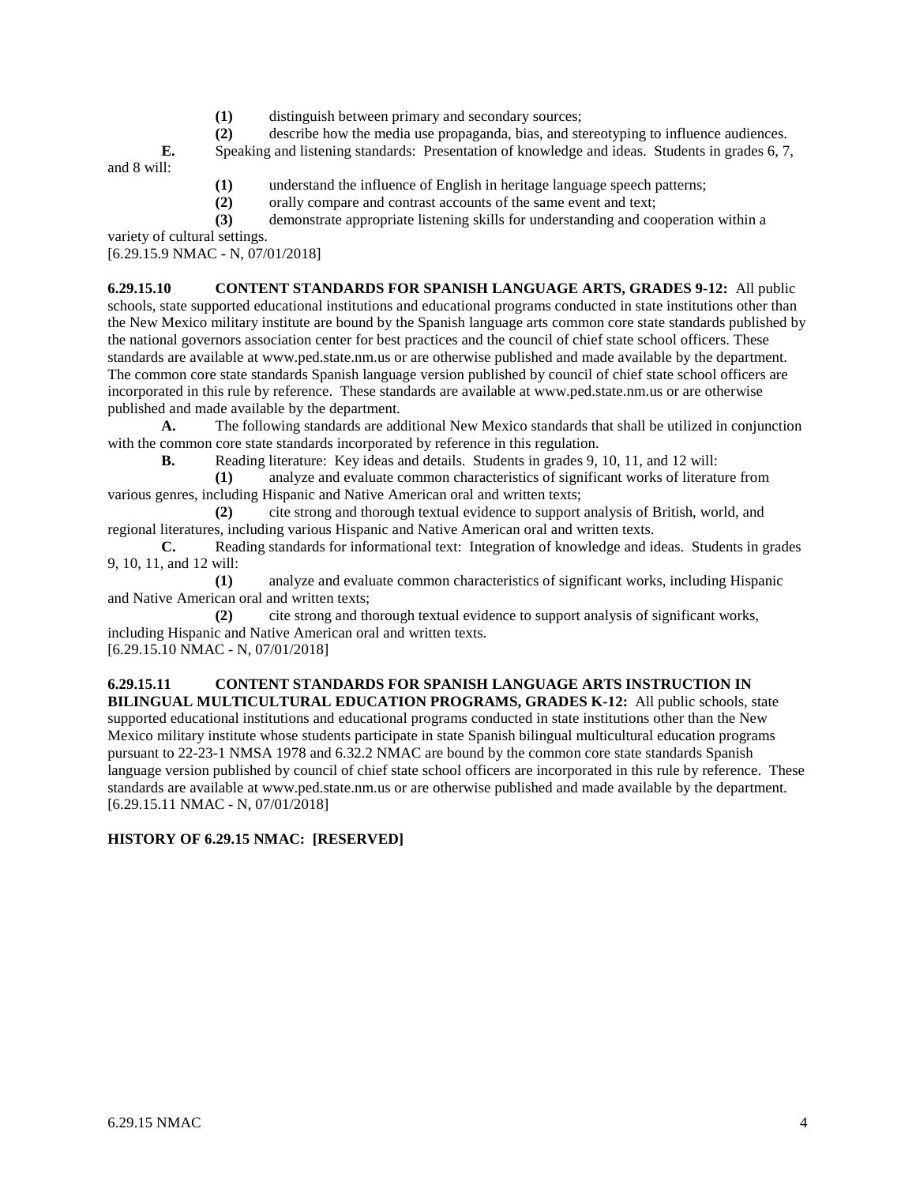**(1)** distinguish between primary and secondary sources;

**(2)** describe how the media use propaganda, bias, and stereotyping to influence audiences.

**E.** Speaking and listening standards: Presentation of knowledge and ideas. Students in grades 6, 7, and 8 will:

**(1)** understand the influence of English in heritage language speech patterns;

**(2)** orally compare and contrast accounts of the same event and text;

**(3)** demonstrate appropriate listening skills for understanding and cooperation within a variety of cultural settings.

[6.29.15.9 NMAC - N, 07/01/2018]

**6.29.15.10 CONTENT STANDARDS FOR SPANISH LANGUAGE ARTS, GRADES 9-12:** All public schools, state supported educational institutions and educational programs conducted in state institutions other than the New Mexico military institute are bound by the Spanish language arts common core state standards published by the national governors association center for best practices and the council of chief state school officers. These standards are available at www.ped.state.nm.us or are otherwise published and made available by the department. The common core state standards Spanish language version published by council of chief state school officers are incorporated in this rule by reference. These standards are available at www.ped.state.nm.us or are otherwise published and made available by the department.

**A.** The following standards are additional New Mexico standards that shall be utilized in conjunction with the common core state standards incorporated by reference in this regulation.

**B.** Reading literature: Key ideas and details. Students in grades 9, 10, 11, and 12 will:

**(1)** analyze and evaluate common characteristics of significant works of literature from various genres, including Hispanic and Native American oral and written texts;

**(2)** cite strong and thorough textual evidence to support analysis of British, world, and regional literatures, including various Hispanic and Native American oral and written texts.

**C.** Reading standards for informational text: Integration of knowledge and ideas. Students in grades 9, 10, 11, and 12 will:

**(1)** analyze and evaluate common characteristics of significant works, including Hispanic and Native American oral and written texts;

**(2)** cite strong and thorough textual evidence to support analysis of significant works, including Hispanic and Native American oral and written texts.

[6.29.15.10 NMAC - N, 07/01/2018]

**6.29.15.11 CONTENT STANDARDS FOR SPANISH LANGUAGE ARTS INSTRUCTION IN BILINGUAL MULTICULTURAL EDUCATION PROGRAMS, GRADES K-12:** All public schools, state supported educational institutions and educational programs conducted in state institutions other than the New Mexico military institute whose students participate in state Spanish bilingual multicultural education programs pursuant to 22-23-1 NMSA 1978 and 6.32.2 NMAC are bound by the common core state standards Spanish language version published by council of chief state school officers are incorporated in this rule by reference. These standards are available at www.ped.state.nm.us or are otherwise published and made available by the department.

[6.29.15.11 NMAC - N, 07/01/2018]

**HISTORY OF 6.29.15 NMAC: [RESERVED]**